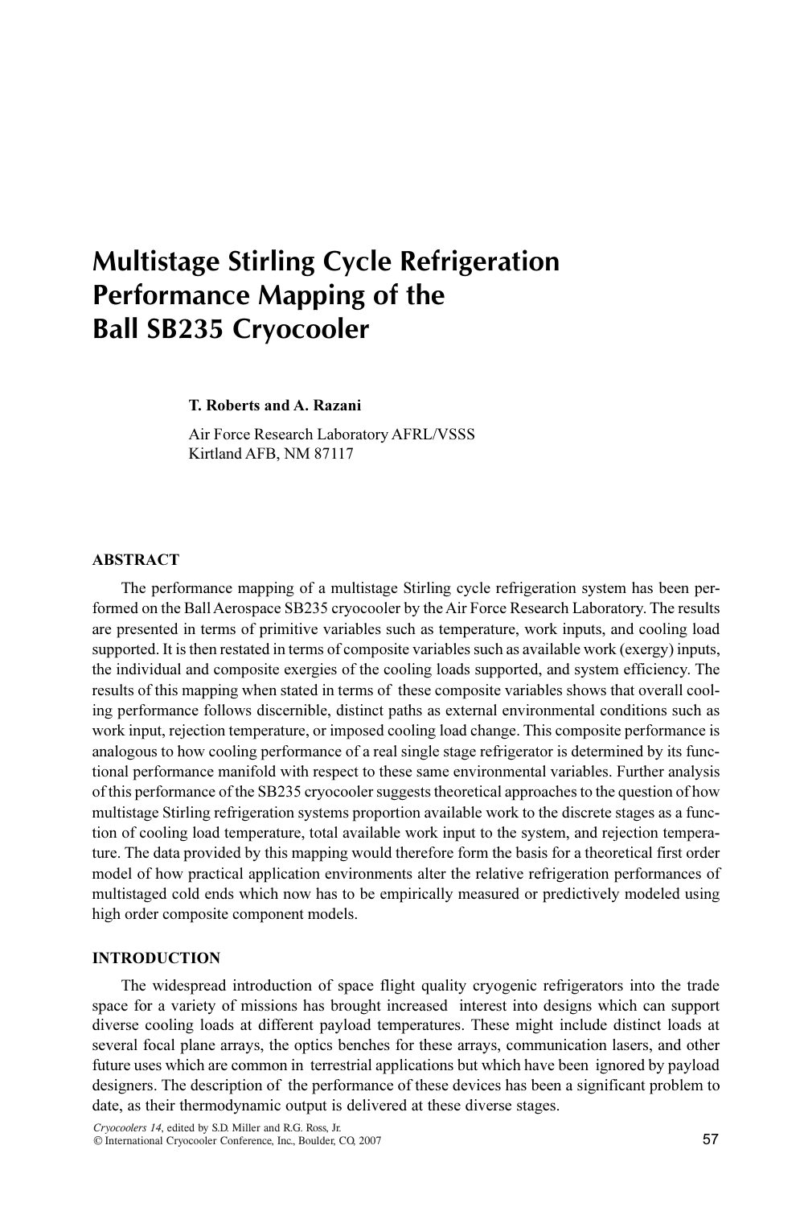# Multistage Stirling Cycle Refrigeration Performance Mapping of the Ball SB235 Cryocooler

**T. Roberts and A. Razani**

Air Force Research Laboratory AFRL/VSSS
Kirtland AFB, NM 87117

## ABSTRACT

The performance mapping of a multistage Stirling cycle refrigeration system has been performed on the Ball Aerospace SB235 cryocooler by the Air Force Research Laboratory. The results are presented in terms of primitive variables such as temperature, work inputs, and cooling load supported. It is then restated in terms of composite variables such as available work (exergy) inputs, the individual and composite exergies of the cooling loads supported, and system efficiency. The results of this mapping when stated in terms of these composite variables shows that overall cooling performance follows discernible, distinct paths as external environmental conditions such as work input, rejection temperature, or imposed cooling load change. This composite performance is analogous to how cooling performance of a real single stage refrigerator is determined by its functional performance manifold with respect to these same environmental variables. Further analysis of this performance of the SB235 cryocooler suggests theoretical approaches to the question of how multistage Stirling refrigeration systems proportion available work to the discrete stages as a function of cooling load temperature, total available work input to the system, and rejection temperature. The data provided by this mapping would therefore form the basis for a theoretical first order model of how practical application environments alter the relative refrigeration performances of multistaged cold ends which now has to be empirically measured or predictively modeled using high order composite component models.

## INTRODUCTION

The widespread introduction of space flight quality cryogenic refrigerators into the trade space for a variety of missions has brought increased interest into designs which can support diverse cooling loads at different payload temperatures. These might include distinct loads at several focal plane arrays, the optics benches for these arrays, communication lasers, and other future uses which are common in terrestrial applications but which have been ignored by payload designers. The description of the performance of these devices has been a significant problem to date, as their thermodynamic output is delivered at these diverse stages.

*Cryocoolers 14*, edited by S.D. Miller and R.G. Ross, Jr.
© International Cryocooler Conference, Inc., Boulder, CO, 2007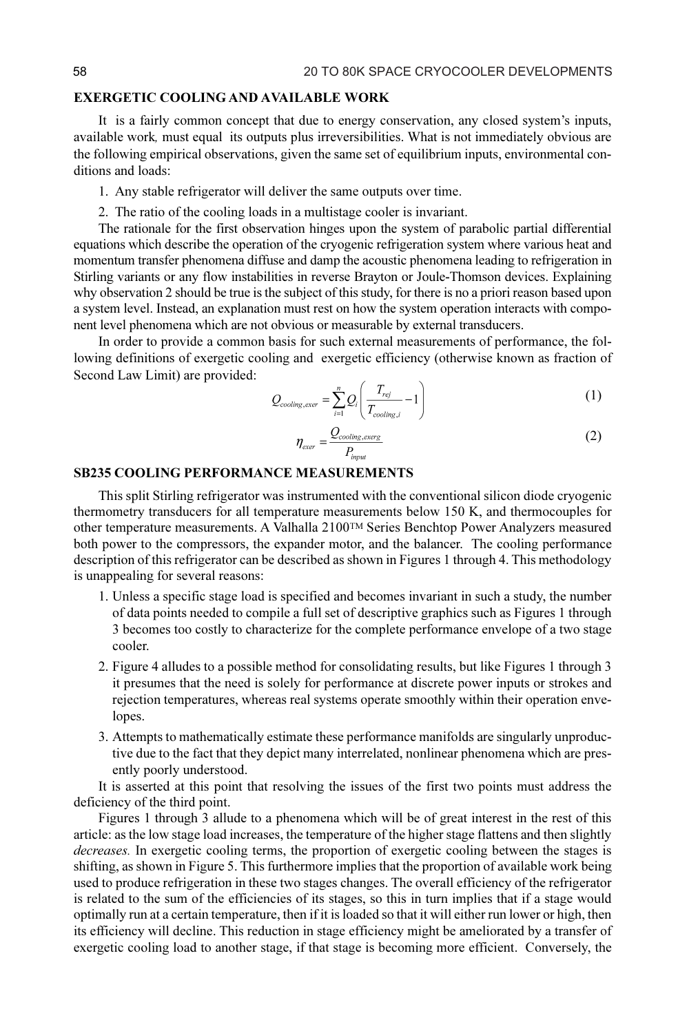## EXERGETIC COOLING AND AVAILABLE WORK

It is a fairly common concept that due to energy conservation, any closed system's inputs, available work, must equal its outputs plus irreversibilities. What is not immediately obvious are the following empirical observations, given the same set of equilibrium inputs, environmental conditions and loads:

1. Any stable refrigerator will deliver the same outputs over time.
2. The ratio of the cooling loads in a multistage cooler is invariant.

The rationale for the first observation hinges upon the system of parabolic partial differential equations which describe the operation of the cryogenic refrigeration system where various heat and momentum transfer phenomena diffuse and damp the acoustic phenomena leading to refrigeration in Stirling variants or any flow instabilities in reverse Brayton or Joule-Thomson devices. Explaining why observation 2 should be true is the subject of this study, for there is no a priori reason based upon a system level. Instead, an explanation must rest on how the system operation interacts with component level phenomena which are not obvious or measurable by external transducers.

In order to provide a common basis for such external measurements of performance, the following definitions of exergetic cooling and exergetic efficiency (otherwise known as fraction of Second Law Limit) are provided:

$$Q_{cooling,exer} = \sum_{i=1}^{n} Q_i \left( \frac{T_{rej}}{T_{cooling,i}} - 1 \right) \tag{1}$$

$$\eta_{exer} = \frac{Q_{cooling,exerg}}{P_{input}} \tag{2}$$

## SB235 COOLING PERFORMANCE MEASUREMENTS

This split Stirling refrigerator was instrumented with the conventional silicon diode cryogenic thermometry transducers for all temperature measurements below 150 K, and thermocouples for other temperature measurements. A Valhalla 2100™ Series Benchtop Power Analyzers measured both power to the compressors, the expander motor, and the balancer. The cooling performance description of this refrigerator can be described as shown in Figures 1 through 4. This methodology is unappealing for several reasons:

1. Unless a specific stage load is specified and becomes invariant in such a study, the number of data points needed to compile a full set of descriptive graphics such as Figures 1 through 3 becomes too costly to characterize for the complete performance envelope of a two stage cooler.
2. Figure 4 alludes to a possible method for consolidating results, but like Figures 1 through 3 it presumes that the need is solely for performance at discrete power inputs or strokes and rejection temperatures, whereas real systems operate smoothly within their operation envelopes.
3. Attempts to mathematically estimate these performance manifolds are singularly unproductive due to the fact that they depict many interrelated, nonlinear phenomena which are presently poorly understood.

It is asserted at this point that resolving the issues of the first two points must address the deficiency of the third point.

Figures 1 through 3 allude to a phenomena which will be of great interest in the rest of this article: as the low stage load increases, the temperature of the higher stage flattens and then slightly *decreases.* In exergetic cooling terms, the proportion of exergetic cooling between the stages is shifting, as shown in Figure 5. This furthermore implies that the proportion of available work being used to produce refrigeration in these two stages changes. The overall efficiency of the refrigerator is related to the sum of the efficiencies of its stages, so this in turn implies that if a stage would optimally run at a certain temperature, then if it is loaded so that it will either run lower or high, then its efficiency will decline. This reduction in stage efficiency might be ameliorated by a transfer of exergetic cooling load to another stage, if that stage is becoming more efficient. Conversely, the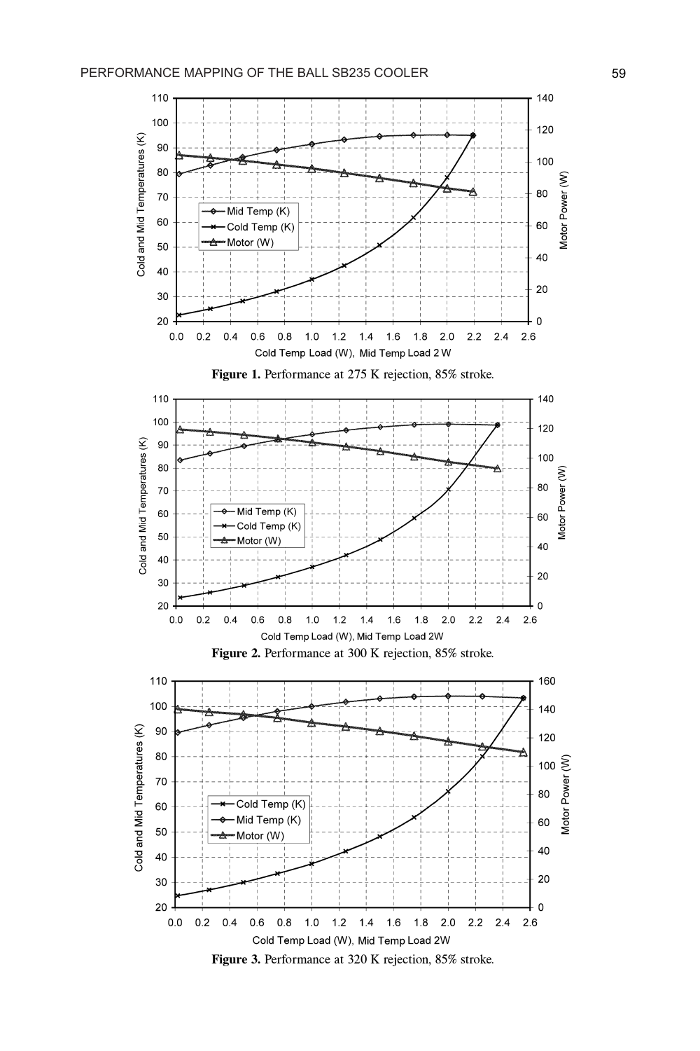**Figure 1.** Performance at 275 K rejection, 85% stroke.

**Figure 2.** Performance at 300 K rejection, 85% stroke.

**Figure 3.** Performance at 320 K rejection, 85% stroke.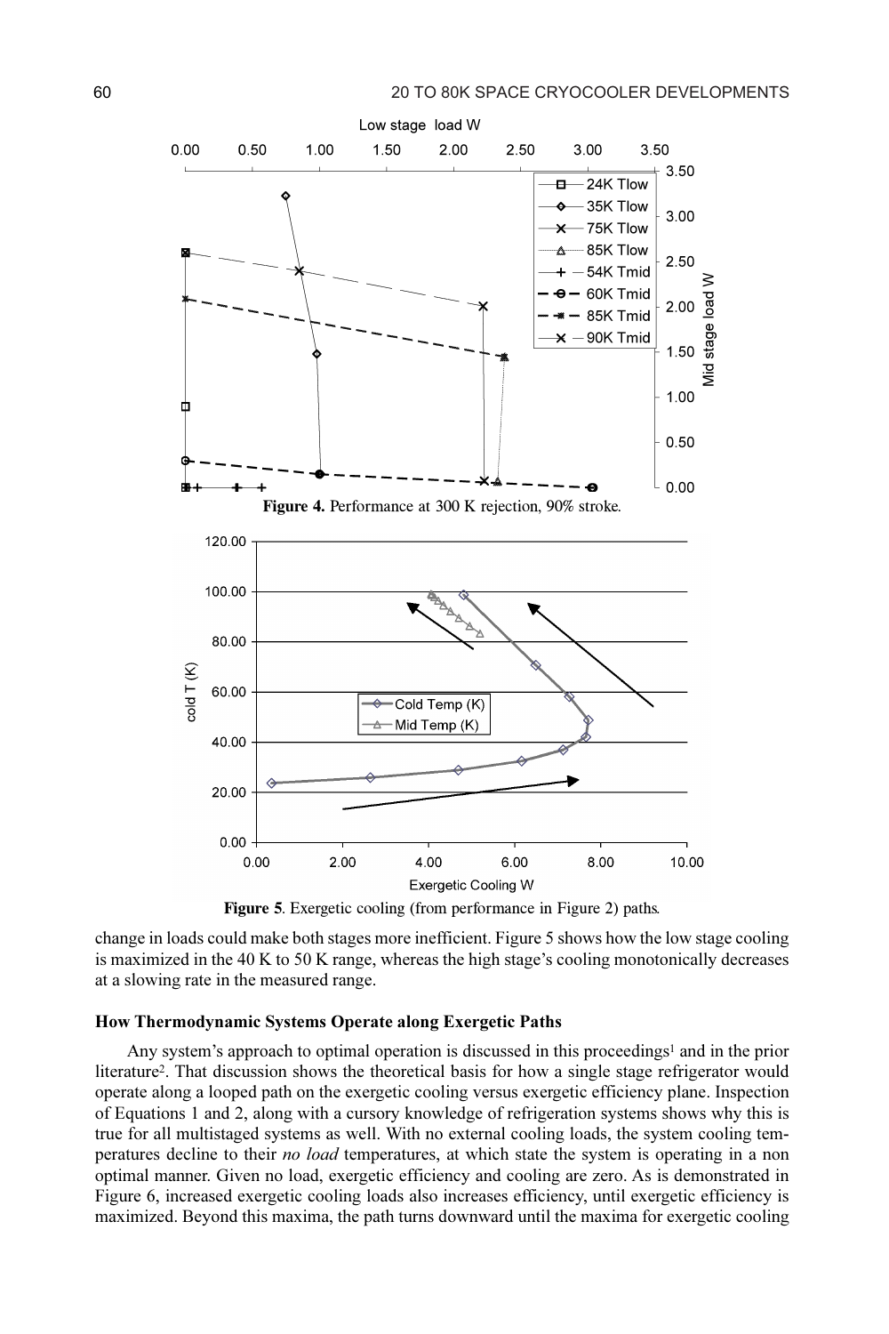**Figure 4.** Performance at 300 K rejection, 90% stroke.

**Figure 5**. Exergetic cooling (from performance in Figure 2) paths.

change in loads could make both stages more inefficient. Figure 5 shows how the low stage cooling is maximized in the 40 K to 50 K range, whereas the high stage's cooling monotonically decreases at a slowing rate in the measured range.

### How Thermodynamic Systems Operate along Exergetic Paths

Any system's approach to optimal operation is discussed in this proceedings[1] and in the prior literature[2]. That discussion shows the theoretical basis for how a single stage refrigerator would operate along a looped path on the exergetic cooling versus exergetic efficiency plane. Inspection of Equations 1 and 2, along with a cursory knowledge of refrigeration systems shows why this is true for all multistaged systems as well. With no external cooling loads, the system cooling temperatures decline to their *no load* temperatures, at which state the system is operating in a non optimal manner. Given no load, exergetic efficiency and cooling are zero. As is demonstrated in Figure 6, increased exergetic cooling loads also increases efficiency, until exergetic efficiency is maximized. Beyond this maxima, the path turns downward until the maxima for exergetic cooling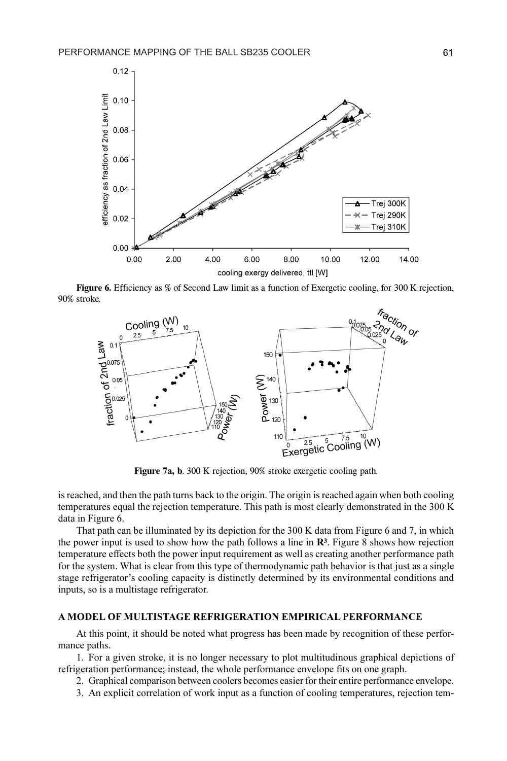**Figure 6.** Efficiency as % of Second Law limit as a function of Exergetic cooling, for 300 K rejection, 90% stroke.

**Figure 7a, b**. 300 K rejection, 90% stroke exergetic cooling path.

is reached, and then the path turns back to the origin. The origin is reached again when both cooling temperatures equal the rejection temperature. This path is most clearly demonstrated in the 300 K data in Figure 6.

That path can be illuminated by its depiction for the 300 K data from Figure 6 and 7, in which the power input is used to show how the path follows a line in $\mathbf{R}^3$. Figure 8 shows how rejection temperature effects both the power input requirement as well as creating another performance path for the system. What is clear from this type of thermodynamic path behavior is that just as a single stage refrigerator's cooling capacity is distinctly determined by its environmental conditions and inputs, so is a multistage refrigerator.

## A MODEL OF MULTISTAGE REFRIGERATION EMPIRICAL PERFORMANCE

At this point, it should be noted what progress has been made by recognition of these performance paths.

1. For a given stroke, it is no longer necessary to plot multitudinous graphical depictions of refrigeration performance; instead, the whole performance envelope fits on one graph.
2. Graphical comparison between coolers becomes easier for their entire performance envelope.
3. An explicit correlation of work input as a function of cooling temperatures, rejection tem-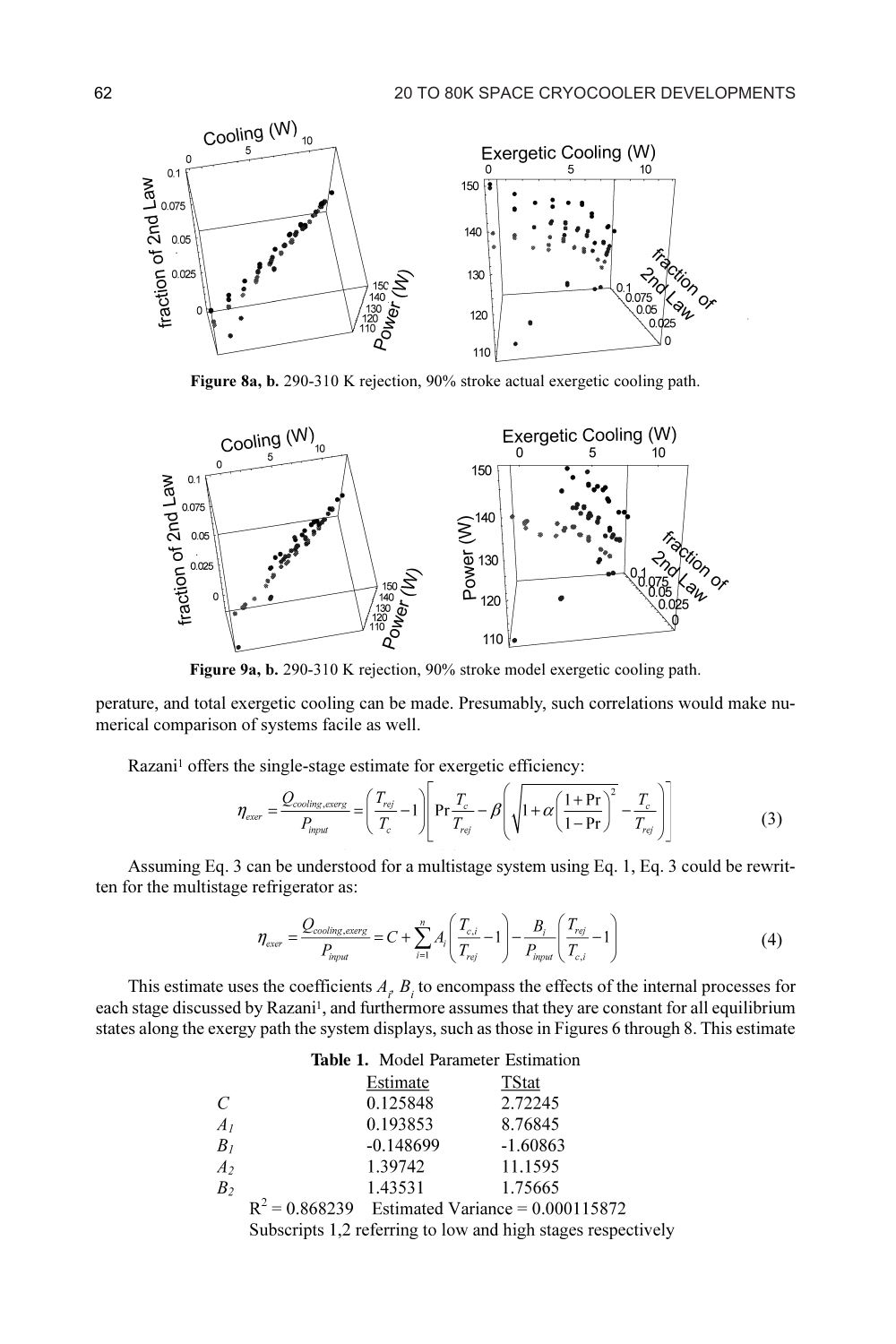**Figure 8a, b.** 290-310 K rejection, 90% stroke actual exergetic cooling path.

**Figure 9a, b.** 290-310 K rejection, 90% stroke model exergetic cooling path.

perature, and total exergetic cooling can be made. Presumably, such correlations would make numerical comparison of systems facile as well.

Razani[1] offers the single-stage estimate for exergetic efficiency:

$$\eta_{exer} = \frac{Q_{cooling,exerg}}{P_{input}} = \left(\frac{T_{rej}}{T_c} - 1\right)\left[\Pr\frac{T_c}{T_{rej}} - \beta\left(\sqrt{1+\alpha\left(\frac{1+\Pr}{1-\Pr}\right)^2} - \frac{T_c}{T_{rej}}\right)\right] \tag{3}$$

Assuming Eq. 3 can be understood for a multistage system using Eq. 1, Eq. 3 could be rewritten for the multistage refrigerator as:

$$\eta_{exer} = \frac{Q_{cooling,exerg}}{P_{input}} = C + \sum_{i=1}^{n} A_i\left(\frac{T_{c,i}}{T_{rej}} - 1\right) - \frac{B_i}{P_{input}}\left(\frac{T_{rej}}{T_{c,i}} - 1\right) \tag{4}$$

This estimate uses the coefficients $A_i$, $B_i$ to encompass the effects of the internal processes for each stage discussed by Razani[1], and furthermore assumes that they are constant for all equilibrium states along the exergy path the system displays, such as those in Figures 6 through 8. This estimate

**Table 1.** Model Parameter Estimation

| | Estimate | TStat |
|---|---|---|
| $C$ | 0.125848 | 2.72245 |
| $A_1$ | 0.193853 | 8.76845 |
| $B_1$ | -0.148699 | -1.60863 |
| $A_2$ | 1.39742 | 11.1595 |
| $B_2$ | 1.43531 | 1.75665 |

$R^2 = 0.868239$ Estimated Variance = 0.000115872

Subscripts 1,2 referring to low and high stages respectively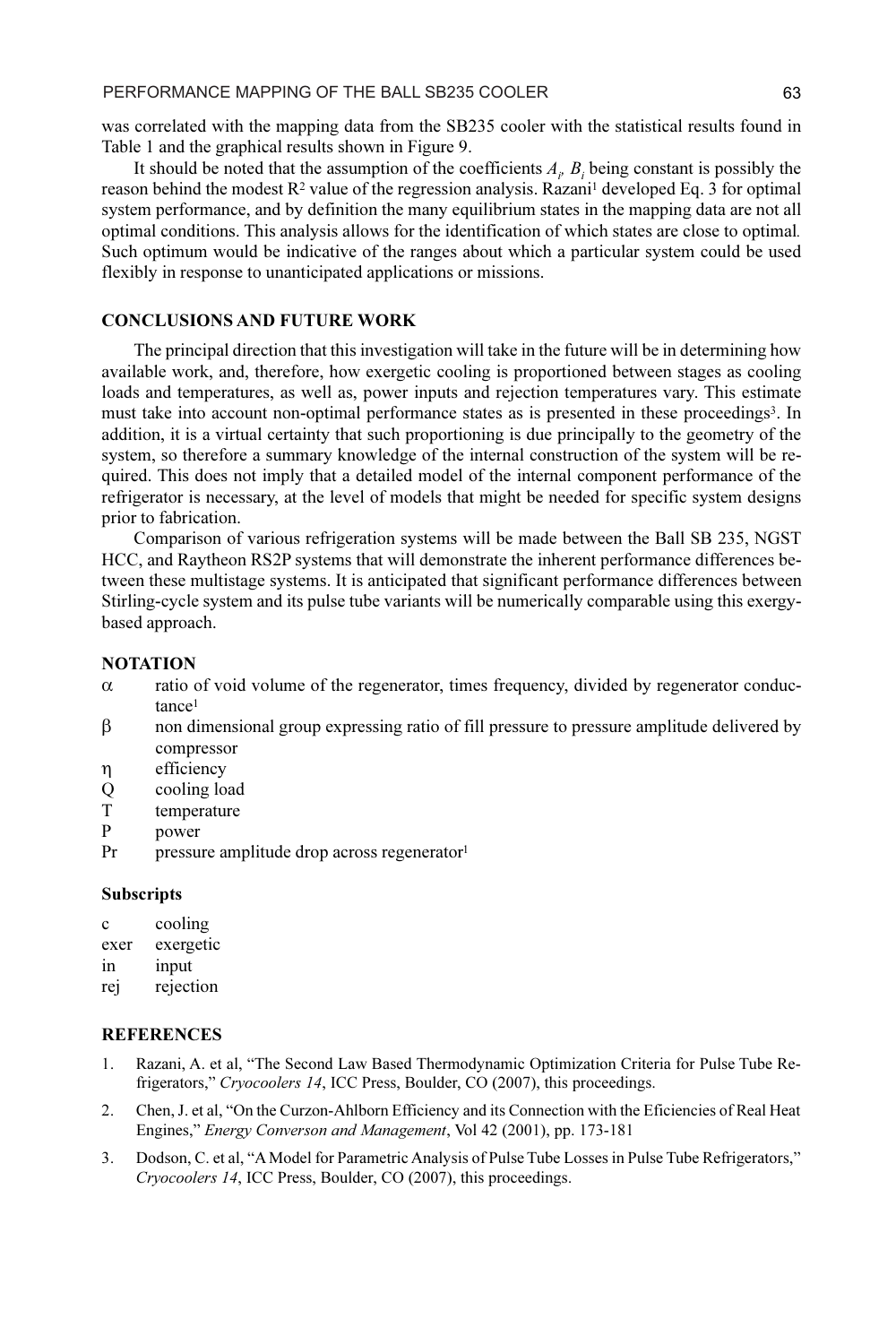was correlated with the mapping data from the SB235 cooler with the statistical results found in Table 1 and the graphical results shown in Figure 9.

It should be noted that the assumption of the coefficients $A_i$, $B_i$ being constant is possibly the reason behind the modest $R^2$ value of the regression analysis. Razani[1] developed Eq. 3 for optimal system performance, and by definition the many equilibrium states in the mapping data are not all optimal conditions. This analysis allows for the identification of which states are close to optimal. Such optimum would be indicative of the ranges about which a particular system could be used flexibly in response to unanticipated applications or missions.

## CONCLUSIONS AND FUTURE WORK

The principal direction that this investigation will take in the future will be in determining how available work, and, therefore, how exergetic cooling is proportioned between stages as cooling loads and temperatures, as well as, power inputs and rejection temperatures vary. This estimate must take into account non-optimal performance states as is presented in these proceedings[3]. In addition, it is a virtual certainty that such proportioning is due principally to the geometry of the system, so therefore a summary knowledge of the internal construction of the system will be required. This does not imply that a detailed model of the internal component performance of the refrigerator is necessary, at the level of models that might be needed for specific system designs prior to fabrication.

Comparison of various refrigeration systems will be made between the Ball SB 235, NGST HCC, and Raytheon RS2P systems that will demonstrate the inherent performance differences between these multistage systems. It is anticipated that significant performance differences between Stirling-cycle system and its pulse tube variants will be numerically comparable using this exergy-based approach.

## NOTATION

- $\alpha$ ratio of void volume of the regenerator, times frequency, divided by regenerator conductance[1]
- $\beta$ non dimensional group expressing ratio of fill pressure to pressure amplitude delivered by compressor
- $\eta$ efficiency
- Q cooling load
- T temperature
- P power
- Pr pressure amplitude drop across regenerator[1]

### Subscripts

- c cooling
- exer exergetic
- in input
- rej rejection

## REFERENCES

1. Razani, A. et al, "The Second Law Based Thermodynamic Optimization Criteria for Pulse Tube Refrigerators," *Cryocoolers 14*, ICC Press, Boulder, CO (2007), this proceedings.
2. Chen, J. et al, "On the Curzon-Ahlborn Efficiency and its Connection with the Eficiencies of Real Heat Engines," *Energy Converson and Management*, Vol 42 (2001), pp. 173-181
3. Dodson, C. et al, "A Model for Parametric Analysis of Pulse Tube Losses in Pulse Tube Refrigerators," *Cryocoolers 14*, ICC Press, Boulder, CO (2007), this proceedings.